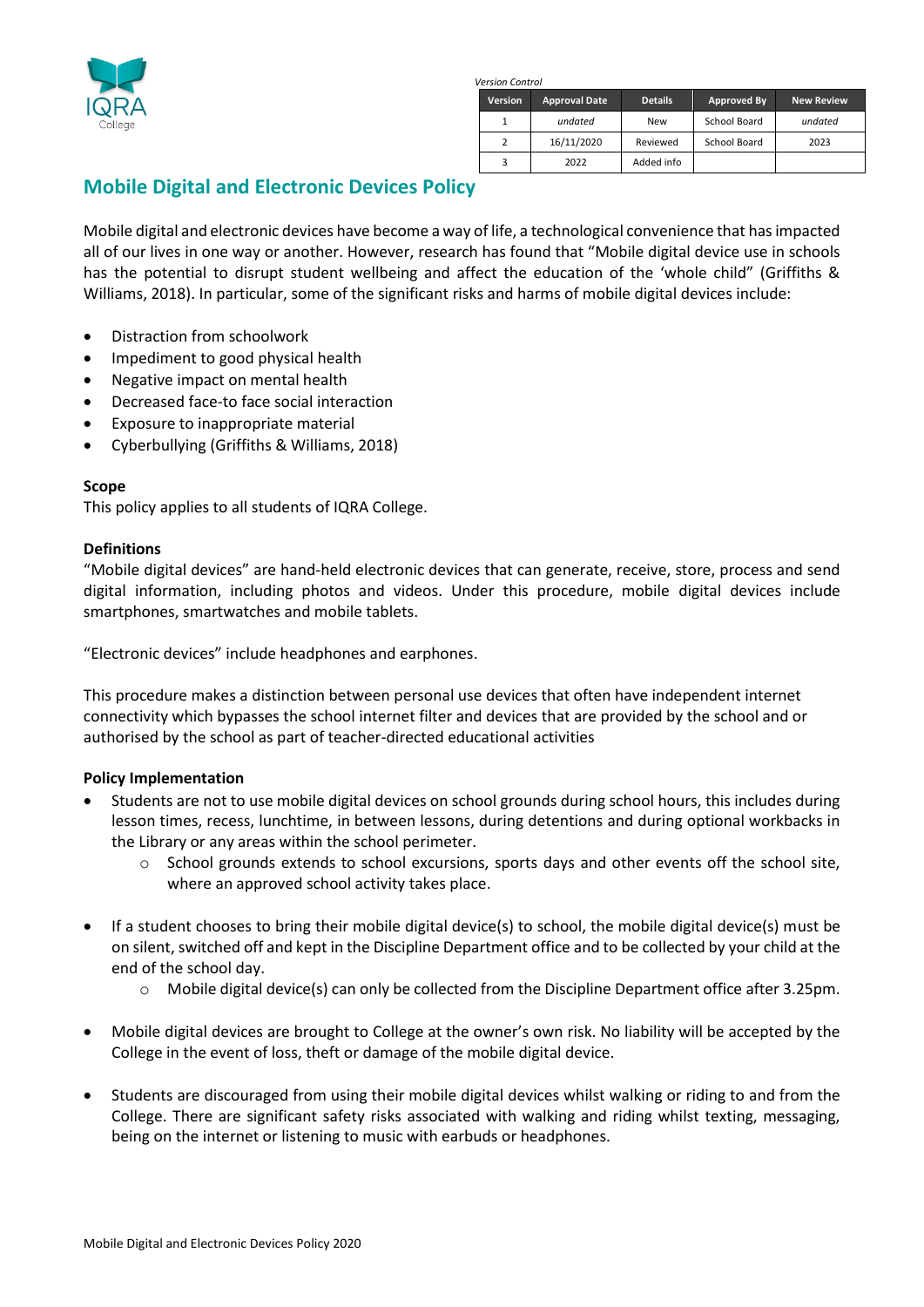IQRA College

*Version Control*

| Version | Approval Date | Details | Approved By | New Review |
|---|---|---|---|---|
| 1 | *undated* | New | School Board | *undated* |
| 2 | 16/11/2020 | Reviewed | School Board | 2023 |
| 3 | 2022 | Added info | | |

# Mobile Digital and Electronic Devices Policy

Mobile digital and electronic devices have become a way of life, a technological convenience that has impacted all of our lives in one way or another. However, research has found that "Mobile digital device use in schools has the potential to disrupt student wellbeing and affect the education of the 'whole child" (Griffiths & Williams, 2018). In particular, some of the significant risks and harms of mobile digital devices include:

- Distraction from schoolwork
- Impediment to good physical health
- Negative impact on mental health
- Decreased face-to face social interaction
- Exposure to inappropriate material
- Cyberbullying (Griffiths & Williams, 2018)

**Scope**

This policy applies to all students of IQRA College.

**Definitions**

"Mobile digital devices" are hand-held electronic devices that can generate, receive, store, process and send digital information, including photos and videos. Under this procedure, mobile digital devices include smartphones, smartwatches and mobile tablets.

"Electronic devices" include headphones and earphones.

This procedure makes a distinction between personal use devices that often have independent internet connectivity which bypasses the school internet filter and devices that are provided by the school and or authorised by the school as part of teacher-directed educational activities

**Policy Implementation**

- Students are not to use mobile digital devices on school grounds during school hours, this includes during lesson times, recess, lunchtime, in between lessons, during detentions and during optional workbacks in the Library or any areas within the school perimeter.
  - School grounds extends to school excursions, sports days and other events off the school site, where an approved school activity takes place.

- If a student chooses to bring their mobile digital device(s) to school, the mobile digital device(s) must be on silent, switched off and kept in the Discipline Department office and to be collected by your child at the end of the school day.
  - Mobile digital device(s) can only be collected from the Discipline Department office after 3.25pm.

- Mobile digital devices are brought to College at the owner's own risk. No liability will be accepted by the College in the event of loss, theft or damage of the mobile digital device.

- Students are discouraged from using their mobile digital devices whilst walking or riding to and from the College. There are significant safety risks associated with walking and riding whilst texting, messaging, being on the internet or listening to music with earbuds or headphones.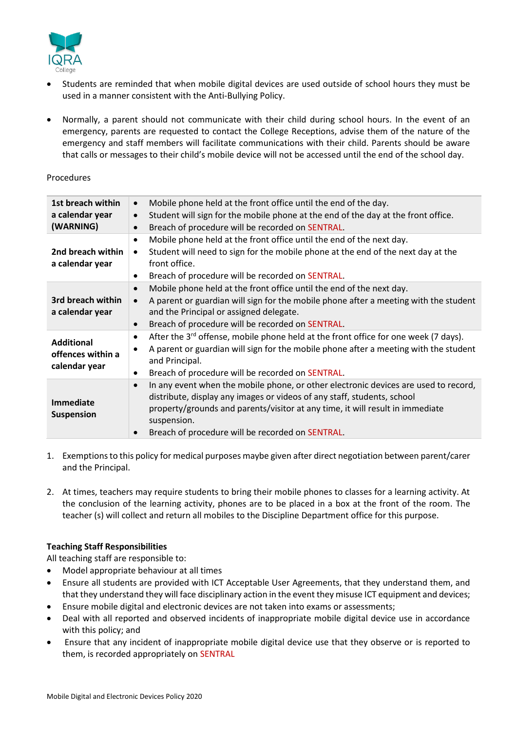- Students are reminded that when mobile digital devices are used outside of school hours they must be used in a manner consistent with the Anti-Bullying Policy.

- Normally, a parent should not communicate with their child during school hours. In the event of an emergency, parents are requested to contact the College Receptions, advise them of the nature of the emergency and staff members will facilitate communications with their child. Parents should be aware that calls or messages to their child's mobile device will not be accessed until the end of the school day.

Procedures

| | |
|---|---|
| **1st breach within a calendar year (WARNING)** | • Mobile phone held at the front office until the end of the day.<br>• Student will sign for the mobile phone at the end of the day at the front office.<br>• Breach of procedure will be recorded on SENTRAL. |
| **2nd breach within a calendar year** | • Mobile phone held at the front office until the end of the next day.<br>• Student will need to sign for the mobile phone at the end of the next day at the front office.<br>• Breach of procedure will be recorded on SENTRAL. |
| **3rd breach within a calendar year** | • Mobile phone held at the front office until the end of the next day.<br>• A parent or guardian will sign for the mobile phone after a meeting with the student and the Principal or assigned delegate.<br>• Breach of procedure will be recorded on SENTRAL. |
| **Additional offences within a calendar year** | • After the 3rd offense, mobile phone held at the front office for one week (7 days).<br>• A parent or guardian will sign for the mobile phone after a meeting with the student and Principal.<br>• Breach of procedure will be recorded on SENTRAL. |
| **Immediate Suspension** | • In any event when the mobile phone, or other electronic devices are used to record, distribute, display any images or videos of any staff, students, school property/grounds and parents/visitor at any time, it will result in immediate suspension.<br>• Breach of procedure will be recorded on SENTRAL. |

1. Exemptions to this policy for medical purposes maybe given after direct negotiation between parent/carer and the Principal.

2. At times, teachers may require students to bring their mobile phones to classes for a learning activity. At the conclusion of the learning activity, phones are to be placed in a box at the front of the room. The teacher (s) will collect and return all mobiles to the Discipline Department office for this purpose.

**Teaching Staff Responsibilities**

All teaching staff are responsible to:

- Model appropriate behaviour at all times
- Ensure all students are provided with ICT Acceptable User Agreements, that they understand them, and that they understand they will face disciplinary action in the event they misuse ICT equipment and devices;
- Ensure mobile digital and electronic devices are not taken into exams or assessments;
- Deal with all reported and observed incidents of inappropriate mobile digital device use in accordance with this policy; and
- Ensure that any incident of inappropriate mobile digital device use that they observe or is reported to them, is recorded appropriately on SENTRAL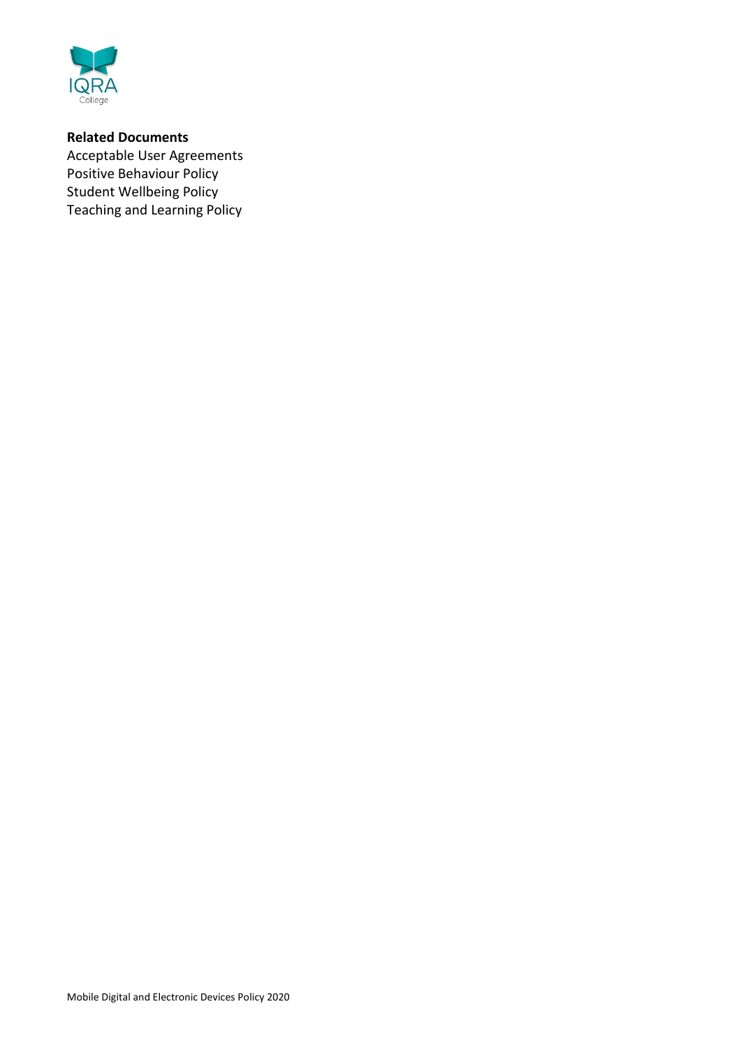**Related Documents**

Acceptable User Agreements
Positive Behaviour Policy
Student Wellbeing Policy
Teaching and Learning Policy